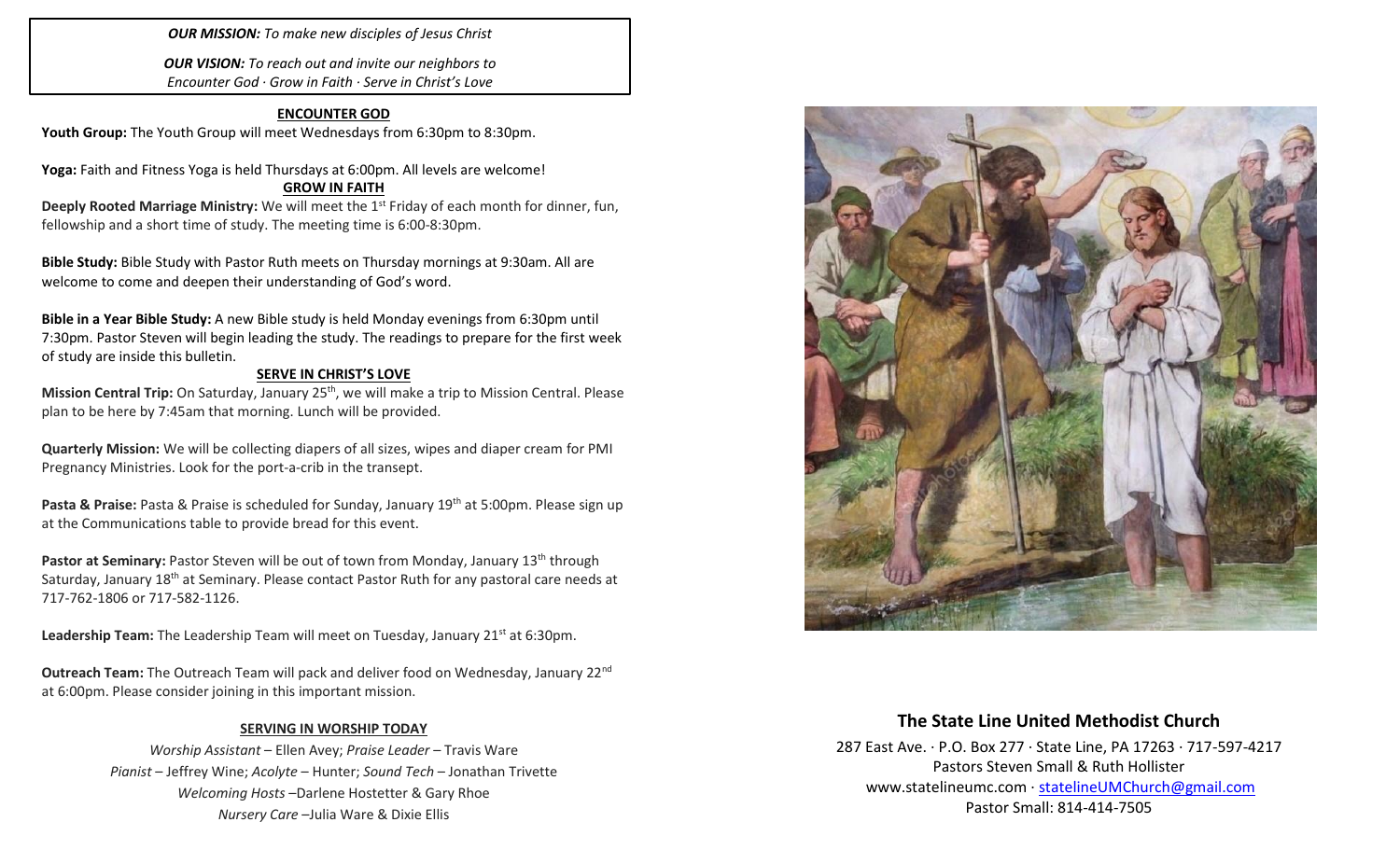*OUR MISSION:* *To make new disciples of Jesus Christ*

*OUR VISION:* *To reach out and invite our neighbors to Encounter God · Grow in Faith · Serve in Christ's Love*

## ENCOUNTER GOD

**Youth Group:** The Youth Group will meet Wednesdays from 6:30pm to 8:30pm.

**Yoga:** Faith and Fitness Yoga is held Thursdays at 6:00pm. All levels are welcome!

## GROW IN FAITH

**Deeply Rooted Marriage Ministry:** We will meet the 1st Friday of each month for dinner, fun, fellowship and a short time of study. The meeting time is 6:00-8:30pm.

**Bible Study:** Bible Study with Pastor Ruth meets on Thursday mornings at 9:30am. All are welcome to come and deepen their understanding of God's word.

**Bible in a Year Bible Study:** A new Bible study is held Monday evenings from 6:30pm until 7:30pm. Pastor Steven will begin leading the study. The readings to prepare for the first week of study are inside this bulletin.

## SERVE IN CHRIST'S LOVE

**Mission Central Trip:** On Saturday, January 25th, we will make a trip to Mission Central. Please plan to be here by 7:45am that morning. Lunch will be provided.

**Quarterly Mission:** We will be collecting diapers of all sizes, wipes and diaper cream for PMI Pregnancy Ministries. Look for the port-a-crib in the transept.

**Pasta & Praise:** Pasta & Praise is scheduled for Sunday, January 19th at 5:00pm. Please sign up at the Communications table to provide bread for this event.

**Pastor at Seminary:** Pastor Steven will be out of town from Monday, January 13th through Saturday, January 18th at Seminary. Please contact Pastor Ruth for any pastoral care needs at 717-762-1806 or 717-582-1126.

**Leadership Team:** The Leadership Team will meet on Tuesday, January 21st at 6:30pm.

**Outreach Team:** The Outreach Team will pack and deliver food on Wednesday, January 22nd at 6:00pm. Please consider joining in this important mission.

## SERVING IN WORSHIP TODAY

*Worship Assistant* – Ellen Avey; *Praise Leader* – Travis Ware
*Pianist* – Jeffrey Wine; *Acolyte* – Hunter; *Sound Tech* – Jonathan Trivette
*Welcoming Hosts* –Darlene Hostetter & Gary Rhoe
*Nursery Care* –Julia Ware & Dixie Ellis

## The State Line United Methodist Church

287 East Ave. · P.O. Box 277 · State Line, PA 17263 · 717-597-4217
Pastors Steven Small & Ruth Hollister
www.statelineumc.com · statelineUMChurch@gmail.com
Pastor Small: 814-414-7505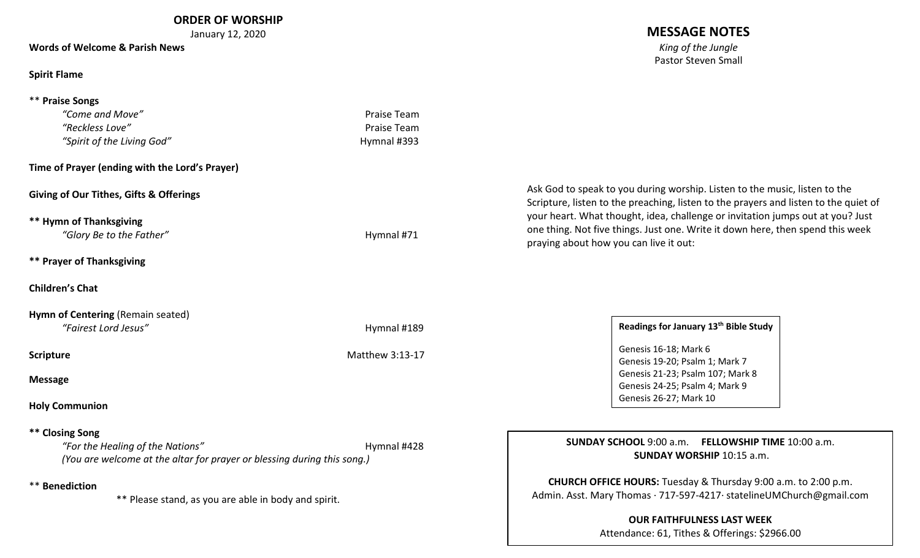## ORDER OF WORSHIP

January 12, 2020

**Words of Welcome & Parish News**

**Spirit Flame**

\*\* **Praise Songs**

| | |
|---|---|
| *"Come and Move"* | Praise Team |
| *"Reckless Love"* | Praise Team |
| *"Spirit of the Living God"* | Hymnal #393 |

**Time of Prayer (ending with the Lord's Prayer)**

**Giving of Our Tithes, Gifts & Offerings**

**\*\* Hymn of Thanksgiving**

*"Glory Be to the Father"* — Hymnal #71

**\*\* Prayer of Thanksgiving**

**Children's Chat**

**Hymn of Centering** (Remain seated)

*"Fairest Lord Jesus"* — Hymnal #189

**Scripture** — Matthew 3:13-17

**Message**

**Holy Communion**

**\*\* Closing Song**

*"For the Healing of the Nations"* — Hymnal #428

*(You are welcome at the altar for prayer or blessing during this song.)*

\*\* **Benediction**

\*\* Please stand, as you are able in body and spirit.

## MESSAGE NOTES

*King of the Jungle*

Pastor Steven Small

Ask God to speak to you during worship. Listen to the music, listen to the Scripture, listen to the preaching, listen to the prayers and listen to the quiet of your heart. What thought, idea, challenge or invitation jumps out at you? Just one thing. Not five things. Just one. Write it down here, then spend this week praying about how you can live it out:

**Readings for January 13th Bible Study**

Genesis 16-18; Mark 6
Genesis 19-20; Psalm 1; Mark 7
Genesis 21-23; Psalm 107; Mark 8
Genesis 24-25; Psalm 4; Mark 9
Genesis 26-27; Mark 10

**SUNDAY SCHOOL** 9:00 a.m. **FELLOWSHIP TIME** 10:00 a.m.
**SUNDAY WORSHIP** 10:15 a.m.

**CHURCH OFFICE HOURS:** Tuesday & Thursday 9:00 a.m. to 2:00 p.m.
Admin. Asst. Mary Thomas · 717-597-4217· statelineUMChurch@gmail.com

**OUR FAITHFULNESS LAST WEEK**

Attendance: 61, Tithes & Offerings: $2966.00